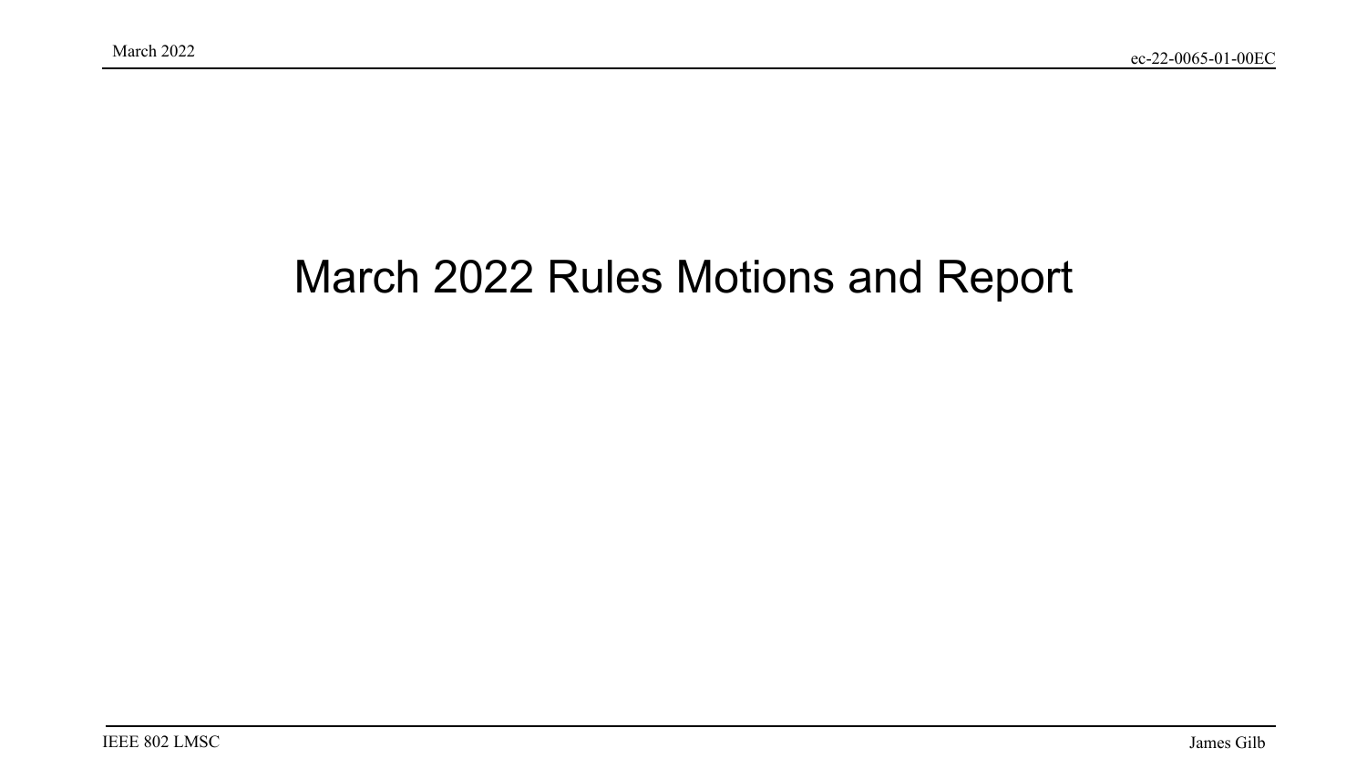# March 2022 Rules Motions and Report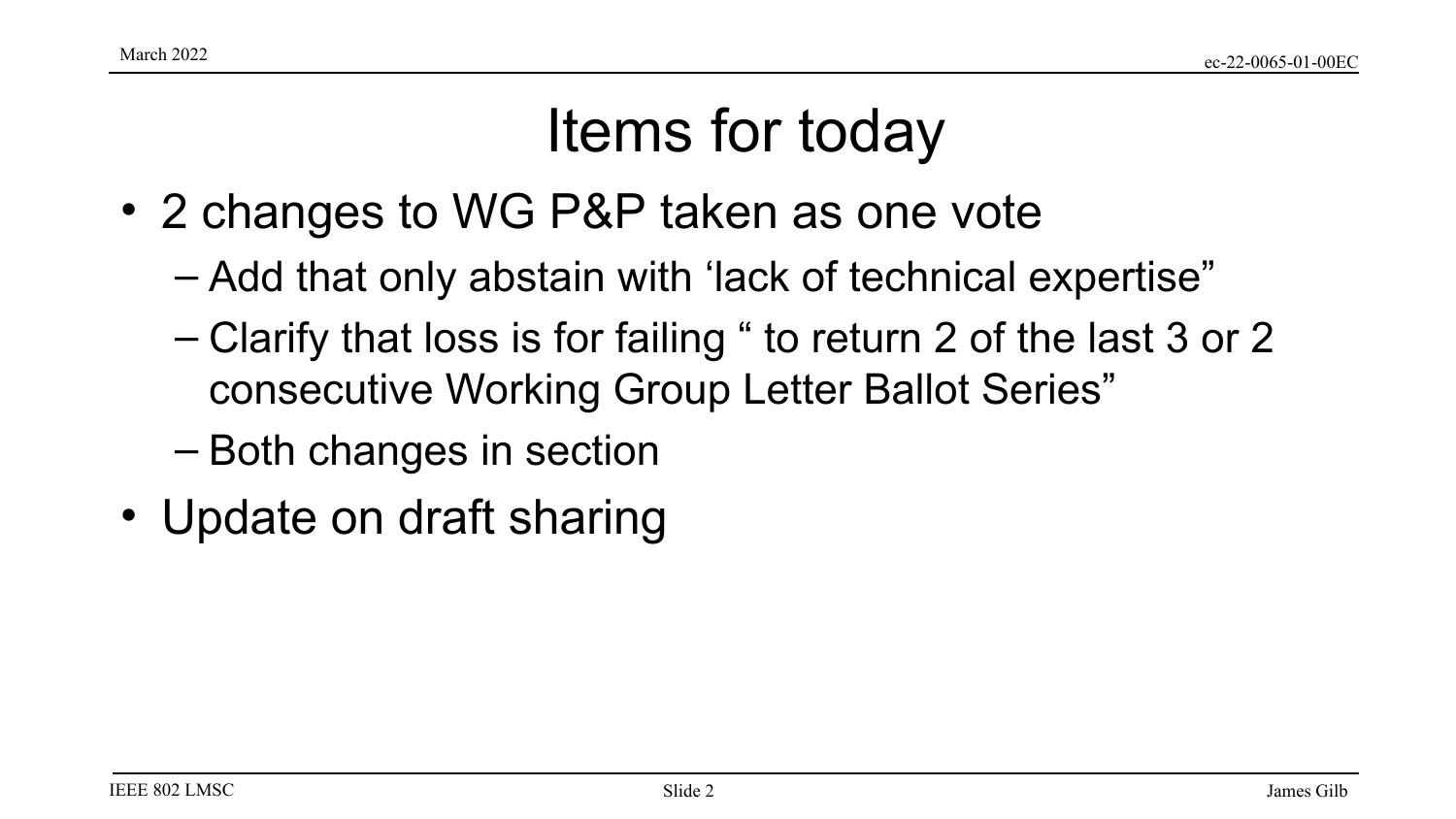# Items for today

- 2 changes to WG P&P taken as one vote
  - Add that only abstain with ‘lack of technical expertise”
  - Clarify that loss is for failing “ to return 2 of the last 3 or 2 consecutive Working Group Letter Ballot Series”
  - Both changes in section
- Update on draft sharing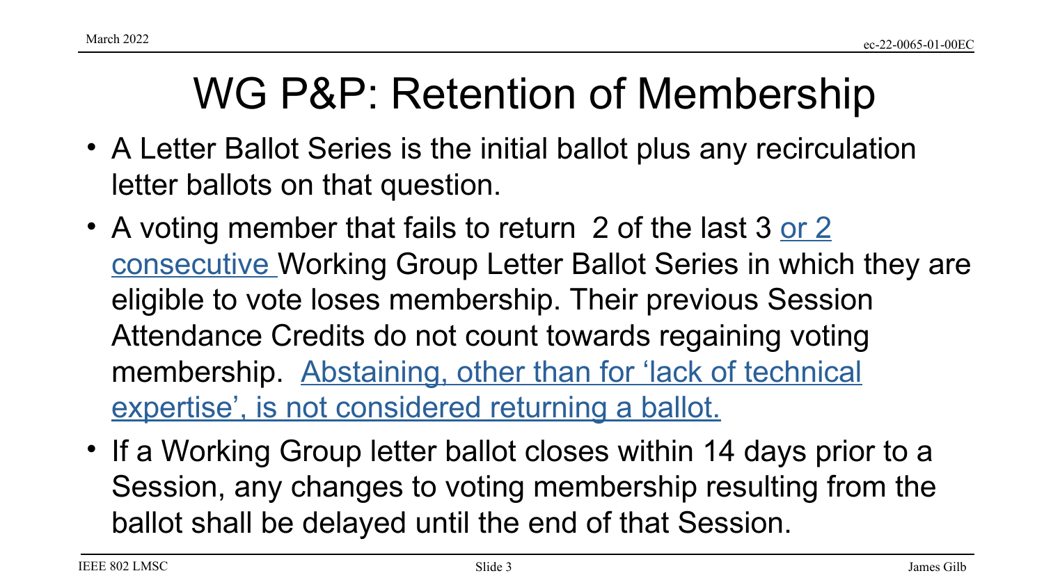# WG P&P: Retention of Membership

- A Letter Ballot Series is the initial ballot plus any recirculation letter ballots on that question.
- A voting member that fails to return 2 of the last 3 <u>or 2 consecutive</u> Working Group Letter Ballot Series in which they are eligible to vote loses membership. Their previous Session Attendance Credits do not count towards regaining voting membership. <u>Abstaining, other than for 'lack of technical expertise', is not considered returning a ballot.</u>
- If a Working Group letter ballot closes within 14 days prior to a Session, any changes to voting membership resulting from the ballot shall be delayed until the end of that Session.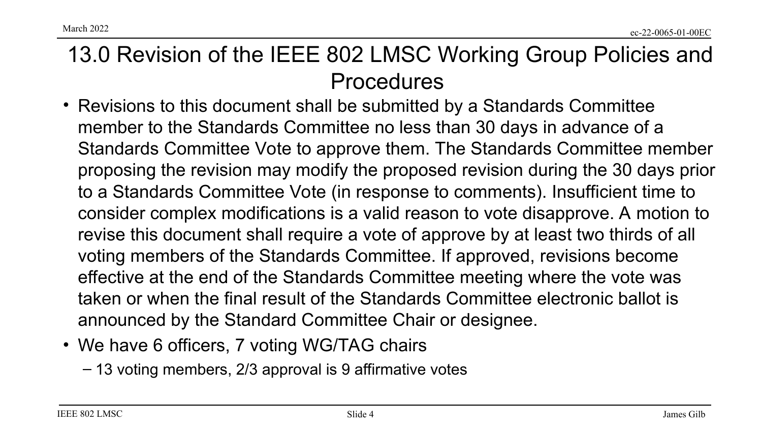# 13.0 Revision of the IEEE 802 LMSC Working Group Policies and Procedures

- Revisions to this document shall be submitted by a Standards Committee member to the Standards Committee no less than 30 days in advance of a Standards Committee Vote to approve them. The Standards Committee member proposing the revision may modify the proposed revision during the 30 days prior to a Standards Committee Vote (in response to comments). Insufficient time to consider complex modifications is a valid reason to vote disapprove. A motion to revise this document shall require a vote of approve by at least two thirds of all voting members of the Standards Committee. If approved, revisions become effective at the end of the Standards Committee meeting where the vote was taken or when the final result of the Standards Committee electronic ballot is announced by the Standard Committee Chair or designee.
- We have 6 officers, 7 voting WG/TAG chairs
  - 13 voting members, 2/3 approval is 9 affirmative votes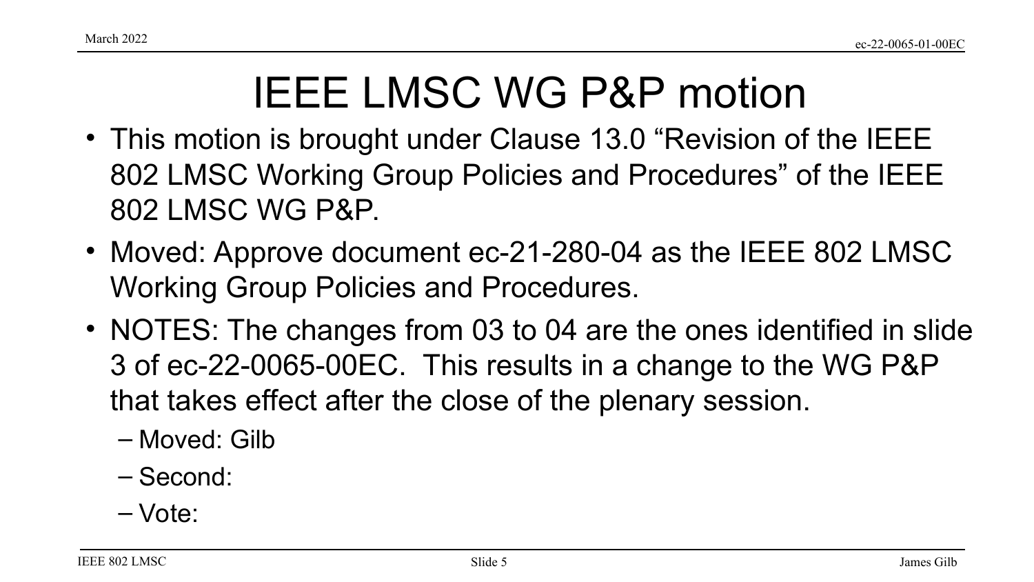# IEEE LMSC WG P&P motion

- This motion is brought under Clause 13.0 “Revision of the IEEE 802 LMSC Working Group Policies and Procedures” of the IEEE 802 LMSC WG P&P.
- Moved: Approve document ec-21-280-04 as the IEEE 802 LMSC Working Group Policies and Procedures.
- NOTES: The changes from 03 to 04 are the ones identified in slide 3 of ec-22-0065-00EC. This results in a change to the WG P&P that takes effect after the close of the plenary session.
  - Moved: Gilb
  - Second:
  - Vote: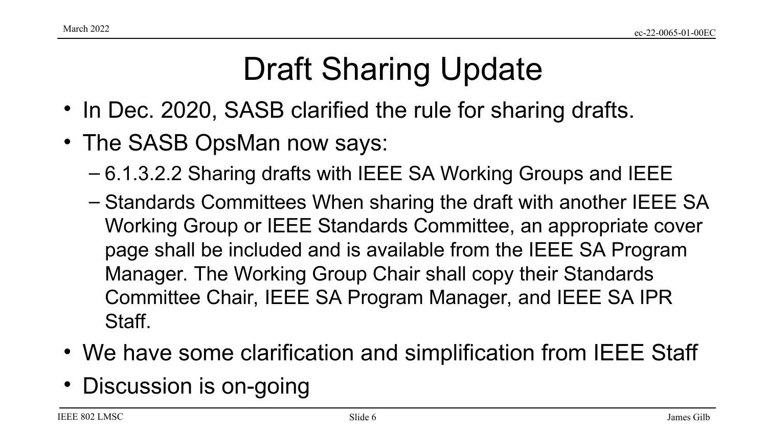# Draft Sharing Update

- In Dec. 2020, SASB clarified the rule for sharing drafts.
- The SASB OpsMan now says:
  - 6.1.3.2.2 Sharing drafts with IEEE SA Working Groups and IEEE
  - Standards Committees When sharing the draft with another IEEE SA Working Group or IEEE Standards Committee, an appropriate cover page shall be included and is available from the IEEE SA Program Manager. The Working Group Chair shall copy their Standards Committee Chair, IEEE SA Program Manager, and IEEE SA IPR Staff.
- We have some clarification and simplification from IEEE Staff
- Discussion is on-going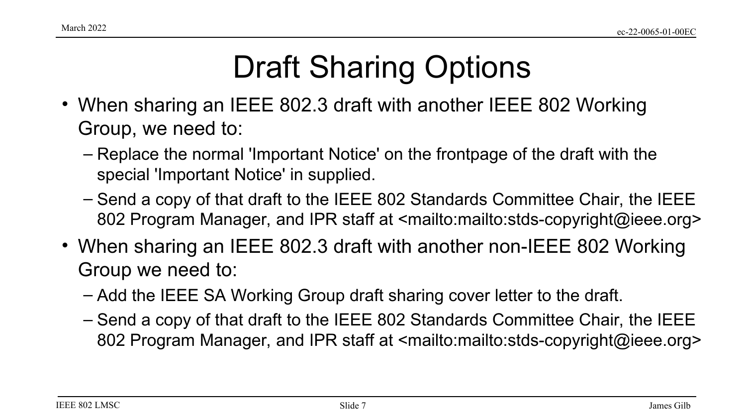# Draft Sharing Options

- When sharing an IEEE 802.3 draft with another IEEE 802 Working Group, we need to:
  - Replace the normal 'Important Notice' on the frontpage of the draft with the special 'Important Notice' in supplied.
  - Send a copy of that draft to the IEEE 802 Standards Committee Chair, the IEEE 802 Program Manager, and IPR staff at <mailto:mailto:stds-copyright@ieee.org>
- When sharing an IEEE 802.3 draft with another non-IEEE 802 Working Group we need to:
  - Add the IEEE SA Working Group draft sharing cover letter to the draft.
  - Send a copy of that draft to the IEEE 802 Standards Committee Chair, the IEEE 802 Program Manager, and IPR staff at <mailto:mailto:stds-copyright@ieee.org>